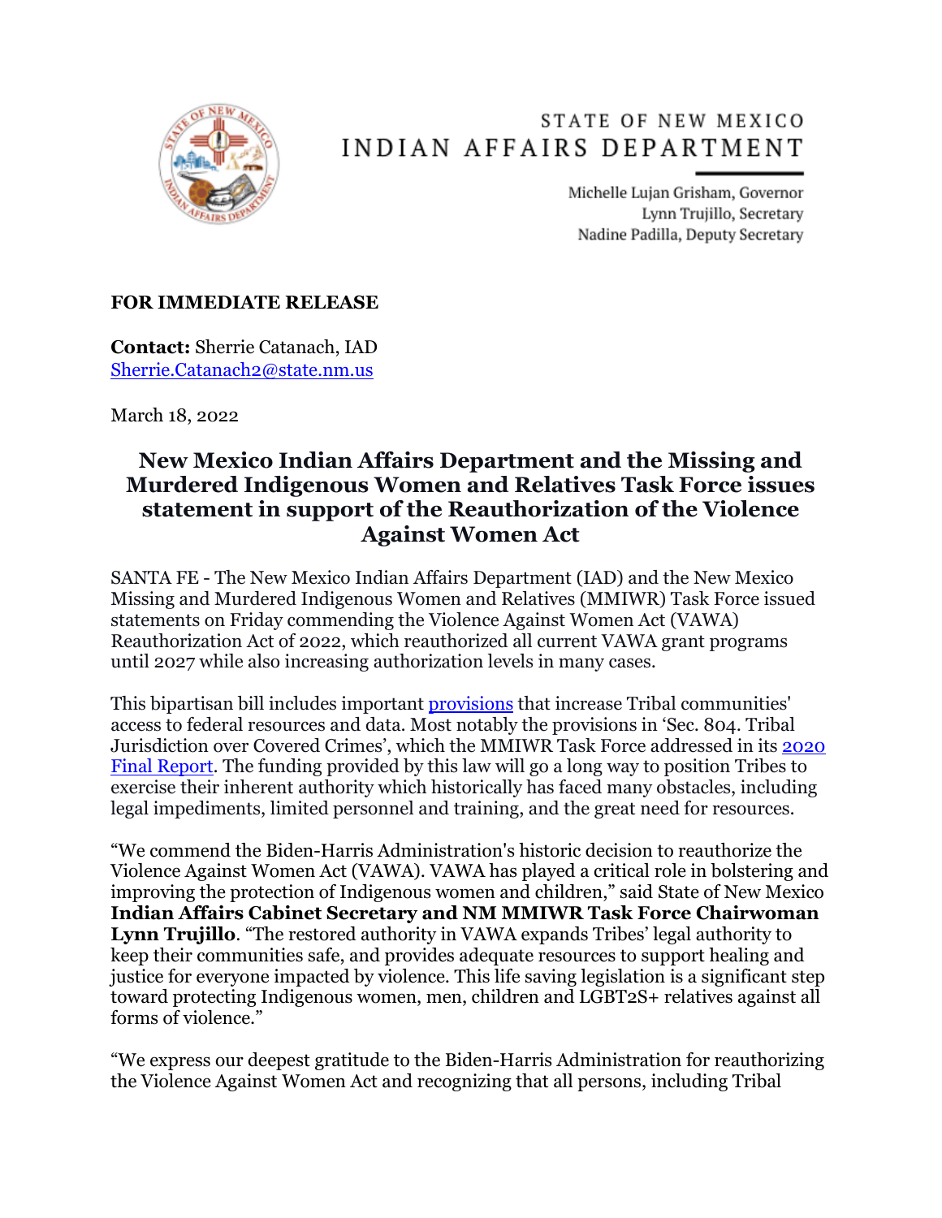STATE OF NEW MEXICO
INDIAN AFFAIRS DEPARTMENT

Michelle Lujan Grisham, Governor
Lynn Trujillo, Secretary
Nadine Padilla, Deputy Secretary

**FOR IMMEDIATE RELEASE**

**Contact:** Sherrie Catanach, IAD
Sherrie.Catanach2@state.nm.us

March 18, 2022

# New Mexico Indian Affairs Department and the Missing and Murdered Indigenous Women and Relatives Task Force issues statement in support of the Reauthorization of the Violence Against Women Act

SANTA FE - The New Mexico Indian Affairs Department (IAD) and the New Mexico Missing and Murdered Indigenous Women and Relatives (MMIWR) Task Force issued statements on Friday commending the Violence Against Women Act (VAWA) Reauthorization Act of 2022, which reauthorized all current VAWA grant programs until 2027 while also increasing authorization levels in many cases.

This bipartisan bill includes important provisions that increase Tribal communities' access to federal resources and data. Most notably the provisions in 'Sec. 804. Tribal Jurisdiction over Covered Crimes', which the MMIWR Task Force addressed in its 2020 Final Report. The funding provided by this law will go a long way to position Tribes to exercise their inherent authority which historically has faced many obstacles, including legal impediments, limited personnel and training, and the great need for resources.

"We commend the Biden-Harris Administration's historic decision to reauthorize the Violence Against Women Act (VAWA). VAWA has played a critical role in bolstering and improving the protection of Indigenous women and children," said State of New Mexico **Indian Affairs Cabinet Secretary and NM MMIWR Task Force Chairwoman Lynn Trujillo**. "The restored authority in VAWA expands Tribes' legal authority to keep their communities safe, and provides adequate resources to support healing and justice for everyone impacted by violence. This life saving legislation is a significant step toward protecting Indigenous women, men, children and LGBT2S+ relatives against all forms of violence."

"We express our deepest gratitude to the Biden-Harris Administration for reauthorizing the Violence Against Women Act and recognizing that all persons, including Tribal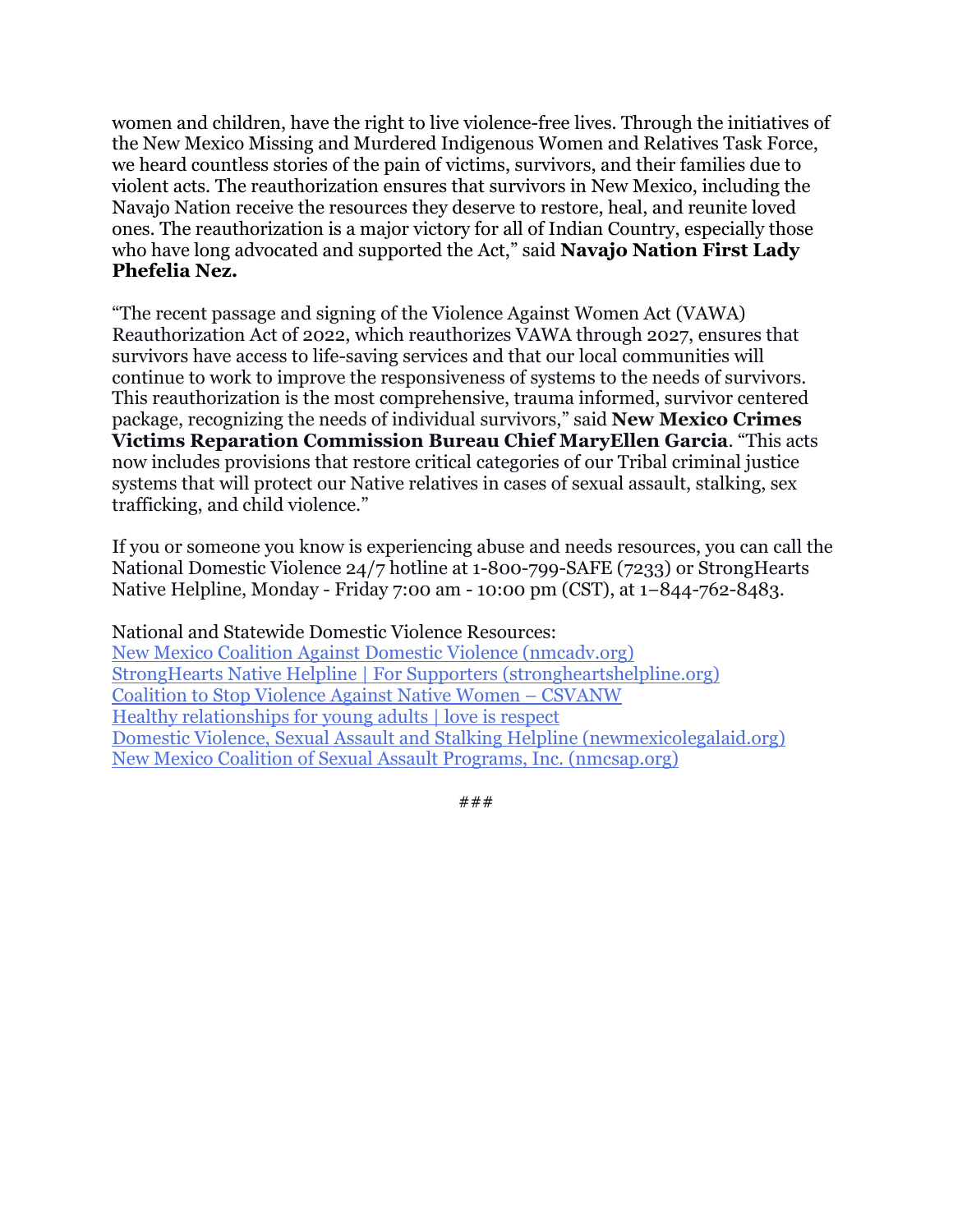women and children, have the right to live violence-free lives. Through the initiatives of the New Mexico Missing and Murdered Indigenous Women and Relatives Task Force, we heard countless stories of the pain of victims, survivors, and their families due to violent acts. The reauthorization ensures that survivors in New Mexico, including the Navajo Nation receive the resources they deserve to restore, heal, and reunite loved ones. The reauthorization is a major victory for all of Indian Country, especially those who have long advocated and supported the Act," said **Navajo Nation First Lady Phefelia Nez.**

"The recent passage and signing of the Violence Against Women Act (VAWA) Reauthorization Act of 2022, which reauthorizes VAWA through 2027, ensures that survivors have access to life-saving services and that our local communities will continue to work to improve the responsiveness of systems to the needs of survivors. This reauthorization is the most comprehensive, trauma informed, survivor centered package, recognizing the needs of individual survivors," said **New Mexico Crimes Victims Reparation Commission Bureau Chief MaryEllen Garcia**. "This acts now includes provisions that restore critical categories of our Tribal criminal justice systems that will protect our Native relatives in cases of sexual assault, stalking, sex trafficking, and child violence."

If you or someone you know is experiencing abuse and needs resources, you can call the National Domestic Violence 24/7 hotline at 1-800-799-SAFE (7233) or StrongHearts Native Helpline, Monday - Friday 7:00 am - 10:00 pm (CST), at 1–844-762-8483.

National and Statewide Domestic Violence Resources:
New Mexico Coalition Against Domestic Violence (nmcadv.org)
StrongHearts Native Helpline | For Supporters (strongheartshelpline.org)
Coalition to Stop Violence Against Native Women – CSVANW
Healthy relationships for young adults | love is respect
Domestic Violence, Sexual Assault and Stalking Helpline (newmexicolegalaid.org)
New Mexico Coalition of Sexual Assault Programs, Inc. (nmcsap.org)

###